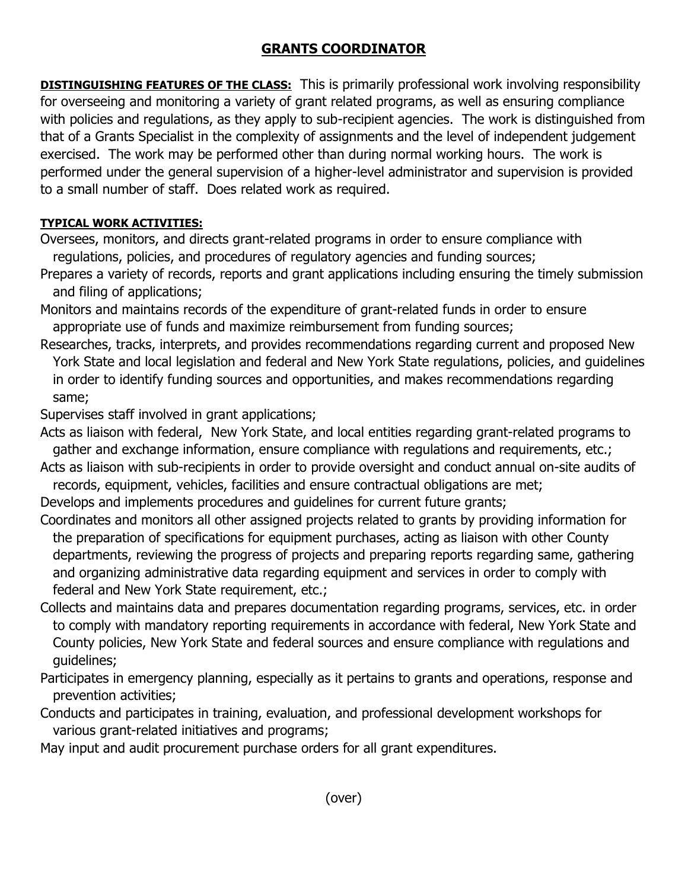# GRANTS COORDINATOR

**DISTINGUISHING FEATURES OF THE CLASS:** This is primarily professional work involving responsibility for overseeing and monitoring a variety of grant related programs, as well as ensuring compliance with policies and regulations, as they apply to sub-recipient agencies. The work is distinguished from that of a Grants Specialist in the complexity of assignments and the level of independent judgement exercised. The work may be performed other than during normal working hours. The work is performed under the general supervision of a higher-level administrator and supervision is provided to a small number of staff. Does related work as required.

**TYPICAL WORK ACTIVITIES:**

Oversees, monitors, and directs grant-related programs in order to ensure compliance with regulations, policies, and procedures of regulatory agencies and funding sources;

Prepares a variety of records, reports and grant applications including ensuring the timely submission and filing of applications;

Monitors and maintains records of the expenditure of grant-related funds in order to ensure appropriate use of funds and maximize reimbursement from funding sources;

Researches, tracks, interprets, and provides recommendations regarding current and proposed New York State and local legislation and federal and New York State regulations, policies, and guidelines in order to identify funding sources and opportunities, and makes recommendations regarding same;

Supervises staff involved in grant applications;

Acts as liaison with federal, New York State, and local entities regarding grant-related programs to gather and exchange information, ensure compliance with regulations and requirements, etc.;

Acts as liaison with sub-recipients in order to provide oversight and conduct annual on-site audits of records, equipment, vehicles, facilities and ensure contractual obligations are met;

Develops and implements procedures and guidelines for current future grants;

Coordinates and monitors all other assigned projects related to grants by providing information for the preparation of specifications for equipment purchases, acting as liaison with other County departments, reviewing the progress of projects and preparing reports regarding same, gathering and organizing administrative data regarding equipment and services in order to comply with federal and New York State requirement, etc.;

Collects and maintains data and prepares documentation regarding programs, services, etc. in order to comply with mandatory reporting requirements in accordance with federal, New York State and County policies, New York State and federal sources and ensure compliance with regulations and guidelines;

Participates in emergency planning, especially as it pertains to grants and operations, response and prevention activities;

Conducts and participates in training, evaluation, and professional development workshops for various grant-related initiatives and programs;

May input and audit procurement purchase orders for all grant expenditures.

(over)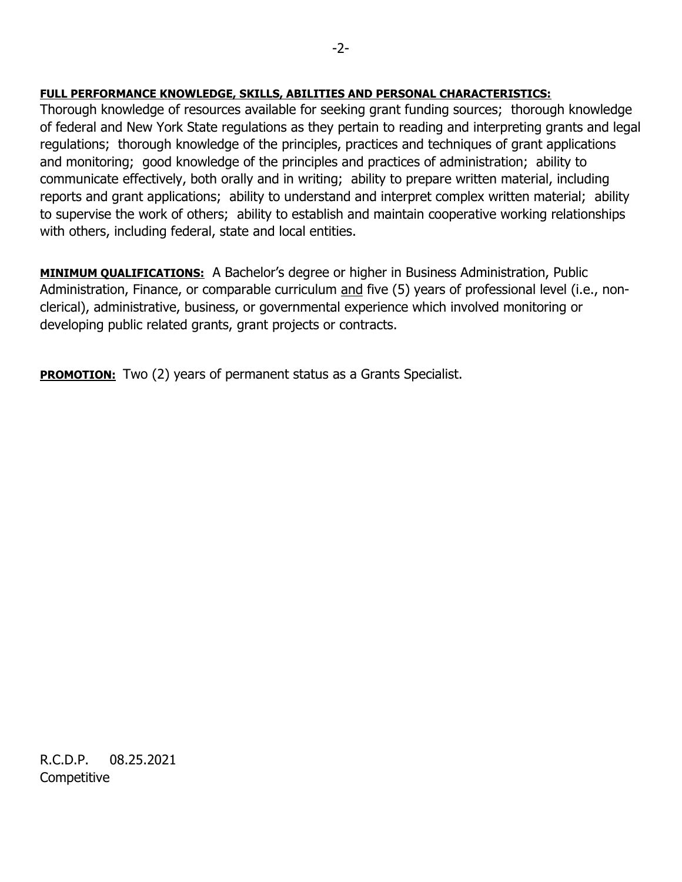**FULL PERFORMANCE KNOWLEDGE, SKILLS, ABILITIES AND PERSONAL CHARACTERISTICS:**
Thorough knowledge of resources available for seeking grant funding sources; thorough knowledge of federal and New York State regulations as they pertain to reading and interpreting grants and legal regulations; thorough knowledge of the principles, practices and techniques of grant applications and monitoring; good knowledge of the principles and practices of administration; ability to communicate effectively, both orally and in writing; ability to prepare written material, including reports and grant applications; ability to understand and interpret complex written material; ability to supervise the work of others; ability to establish and maintain cooperative working relationships with others, including federal, state and local entities.

**MINIMUM QUALIFICATIONS:** A Bachelor's degree or higher in Business Administration, Public Administration, Finance, or comparable curriculum and five (5) years of professional level (i.e., non-clerical), administrative, business, or governmental experience which involved monitoring or developing public related grants, grant projects or contracts.

**PROMOTION:** Two (2) years of permanent status as a Grants Specialist.

R.C.D.P. 08.25.2021
Competitive